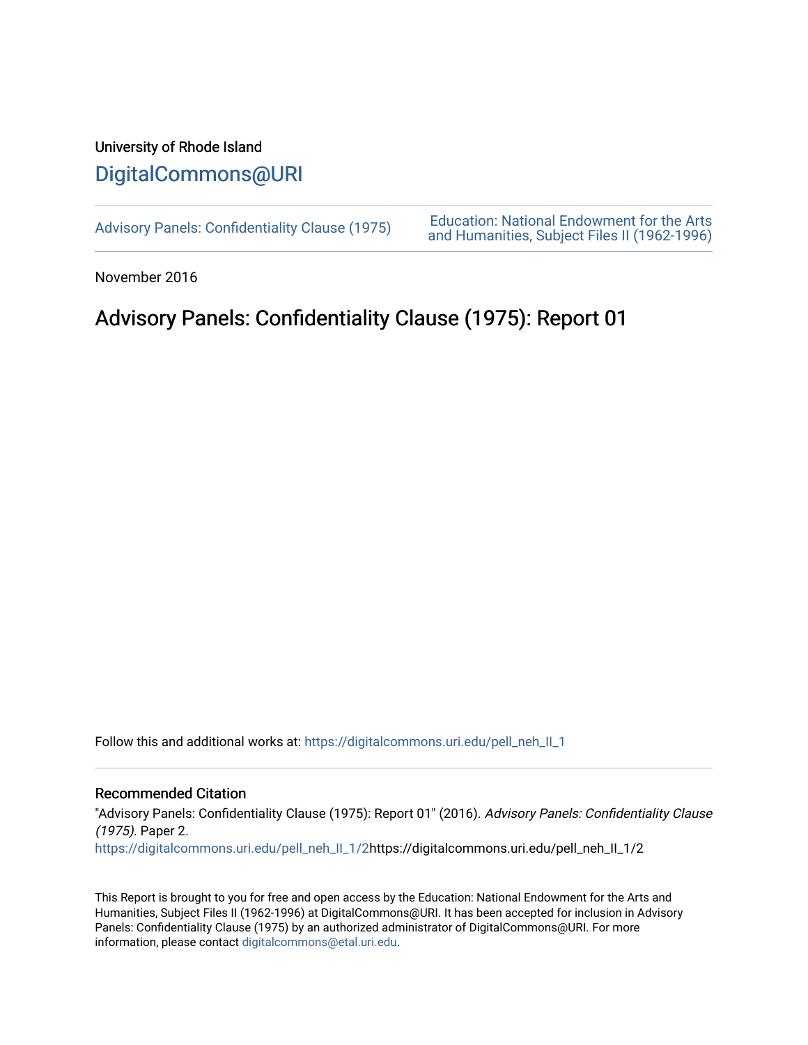University of Rhode Island

# DigitalCommons@URI

Advisory Panels: Confidentiality Clause (1975)

Education: National Endowment for the Arts and Humanities, Subject Files II (1962-1996)

November 2016

## Advisory Panels: Confidentiality Clause (1975): Report 01

Follow this and additional works at: https://digitalcommons.uri.edu/pell_neh_II_1

### Recommended Citation

"Advisory Panels: Confidentiality Clause (1975): Report 01" (2016). *Advisory Panels: Confidentiality Clause (1975)*. Paper 2.
https://digitalcommons.uri.edu/pell_neh_II_1/2https://digitalcommons.uri.edu/pell_neh_II_1/2

This Report is brought to you for free and open access by the Education: National Endowment for the Arts and Humanities, Subject Files II (1962-1996) at DigitalCommons@URI. It has been accepted for inclusion in Advisory Panels: Confidentiality Clause (1975) by an authorized administrator of DigitalCommons@URI. For more information, please contact digitalcommons@etal.uri.edu.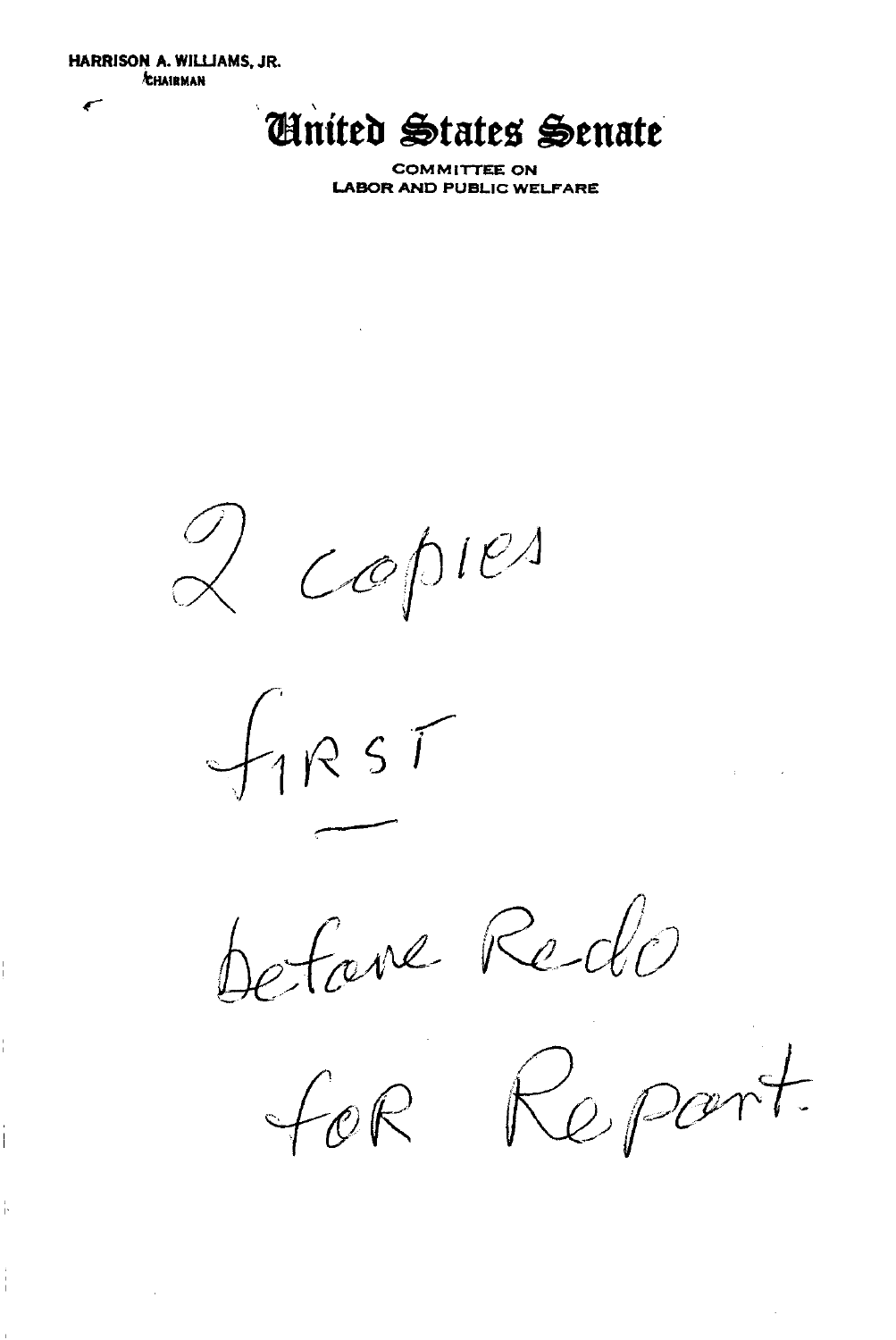HARRISON A. WILLIAMS, JR.
CHAIRMAN

# United States Senate

**COMMITTEE ON**
**LABOR AND PUBLIC WELFARE**

2 copies

FIRST

before Redo

for Report.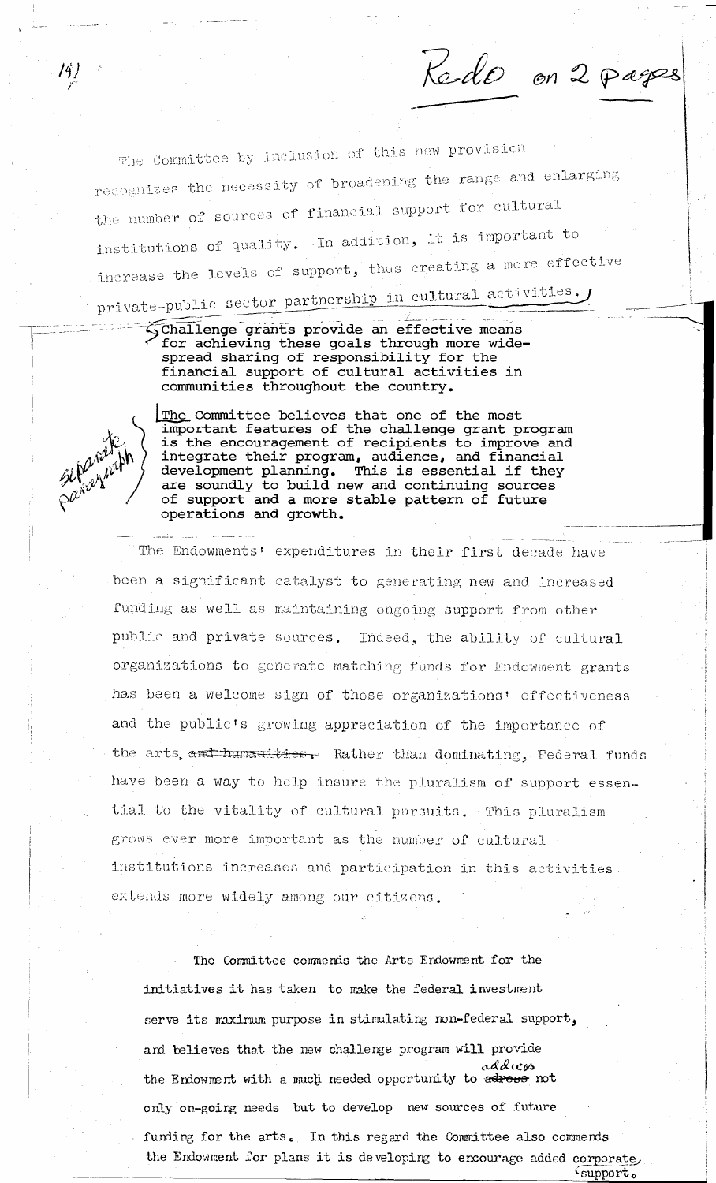Redo on 2 pages

The Committee by inclusion of this new provision recognizes the necessity of broadening the range and enlarging the number of sources of financial support for cultural institutions of quality. In addition, it is important to increase the levels of support, thus creating a more effective private-public sector partnership in cultural activities.

Challenge grants provide an effective means for achieving these goals through more widespread sharing of responsibility for the financial support of cultural activities in communities throughout the country.

separate paragraph

The Committee believes that one of the most important features of the challenge grant program is the encouragement of recipients to improve and integrate their program, audience, and financial development planning. This is essential if they are soundly to build new and continuing sources of support and a more stable pattern of future operations and growth.

The Endowments' expenditures in their first decade have been a significant catalyst to generating new and increased funding as well as maintaining ongoing support from other public and private sources. Indeed, the ability of cultural organizations to generate matching funds for Endowment grants has been a welcome sign of those organizations' effectiveness and the public's growing appreciation of the importance of the arts. ~~and humanities.~~ Rather than dominating, Federal funds have been a way to help insure the pluralism of support essential to the vitality of cultural pursuits. This pluralism grows ever more important as the number of cultural institutions increases and participation in this activities extends more widely among our citizens.

The Committee commends the Arts Endowment for the initiatives it has taken to make the federal investment serve its maximum purpose in stimulating non-federal support, and believes that the new challenge program will provide the Endowment with a much needed opportunity to ~~adress~~ address not only on-going needs but to develop new sources of future funding for the arts. In this regard the Committee also commends the Endowment for plans it is developing to encourage added corporate support.